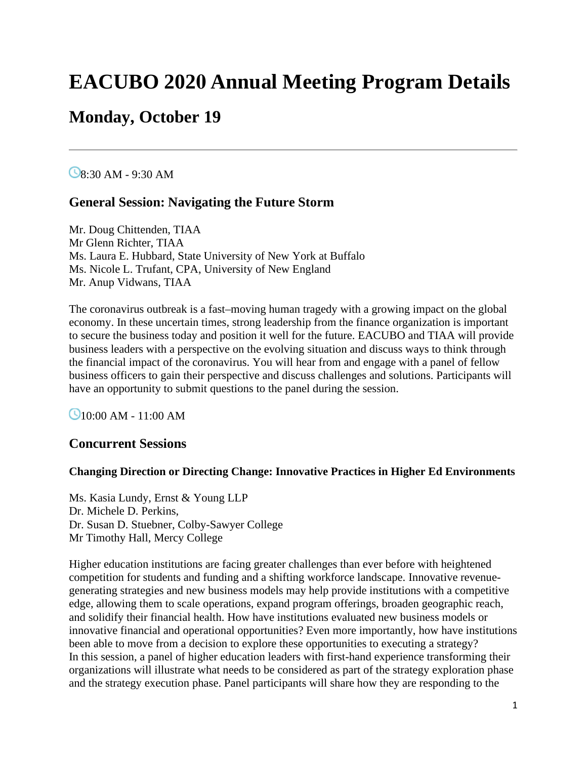# EACUBO 2020 Annual Meeting Program Details

## Monday, October 19

---

8:30 AM - 9:30 AM

### General Session: Navigating the Future Storm

Mr. Doug Chittenden, TIAA
Mr Glenn Richter, TIAA
Ms. Laura E. Hubbard, State University of New York at Buffalo
Ms. Nicole L. Trufant, CPA, University of New England
Mr. Anup Vidwans, TIAA

The coronavirus outbreak is a fast–moving human tragedy with a growing impact on the global economy. In these uncertain times, strong leadership from the finance organization is important to secure the business today and position it well for the future. EACUBO and TIAA will provide business leaders with a perspective on the evolving situation and discuss ways to think through the financial impact of the coronavirus. You will hear from and engage with a panel of fellow business officers to gain their perspective and discuss challenges and solutions. Participants will have an opportunity to submit questions to the panel during the session.

10:00 AM - 11:00 AM

### Concurrent Sessions

#### Changing Direction or Directing Change: Innovative Practices in Higher Ed Environments

Ms. Kasia Lundy, Ernst & Young LLP
Dr. Michele D. Perkins,
Dr. Susan D. Stuebner, Colby-Sawyer College
Mr Timothy Hall, Mercy College

Higher education institutions are facing greater challenges than ever before with heightened competition for students and funding and a shifting workforce landscape. Innovative revenue-generating strategies and new business models may help provide institutions with a competitive edge, allowing them to scale operations, expand program offerings, broaden geographic reach, and solidify their financial health. How have institutions evaluated new business models or innovative financial and operational opportunities? Even more importantly, how have institutions been able to move from a decision to explore these opportunities to executing a strategy?
In this session, a panel of higher education leaders with first-hand experience transforming their organizations will illustrate what needs to be considered as part of the strategy exploration phase and the strategy execution phase. Panel participants will share how they are responding to the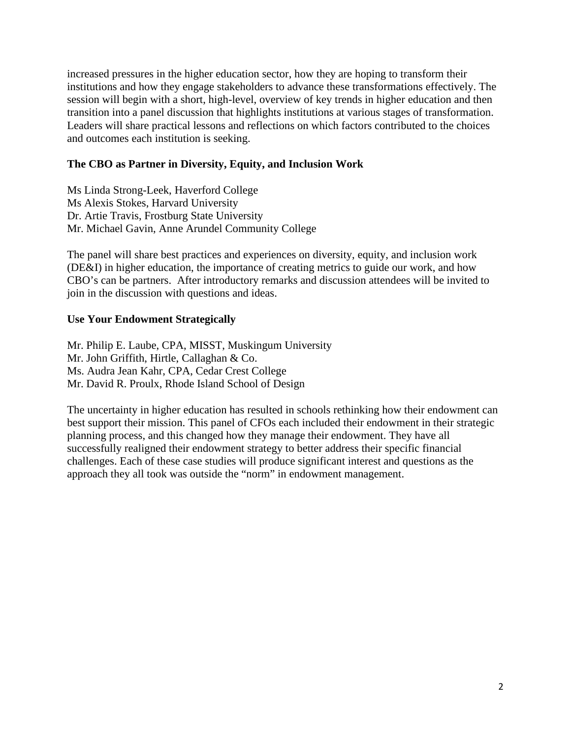increased pressures in the higher education sector, how they are hoping to transform their institutions and how they engage stakeholders to advance these transformations effectively. The session will begin with a short, high-level, overview of key trends in higher education and then transition into a panel discussion that highlights institutions at various stages of transformation. Leaders will share practical lessons and reflections on which factors contributed to the choices and outcomes each institution is seeking.

**The CBO as Partner in Diversity, Equity, and Inclusion Work**

Ms Linda Strong-Leek, Haverford College
Ms Alexis Stokes, Harvard University
Dr. Artie Travis, Frostburg State University
Mr. Michael Gavin, Anne Arundel Community College

The panel will share best practices and experiences on diversity, equity, and inclusion work (DE&I) in higher education, the importance of creating metrics to guide our work, and how CBO's can be partners. After introductory remarks and discussion attendees will be invited to join in the discussion with questions and ideas.

**Use Your Endowment Strategically**

Mr. Philip E. Laube, CPA, MISST, Muskingum University
Mr. John Griffith, Hirtle, Callaghan & Co.
Ms. Audra Jean Kahr, CPA, Cedar Crest College
Mr. David R. Proulx, Rhode Island School of Design

The uncertainty in higher education has resulted in schools rethinking how their endowment can best support their mission. This panel of CFOs each included their endowment in their strategic planning process, and this changed how they manage their endowment. They have all successfully realigned their endowment strategy to better address their specific financial challenges. Each of these case studies will produce significant interest and questions as the approach they all took was outside the "norm" in endowment management.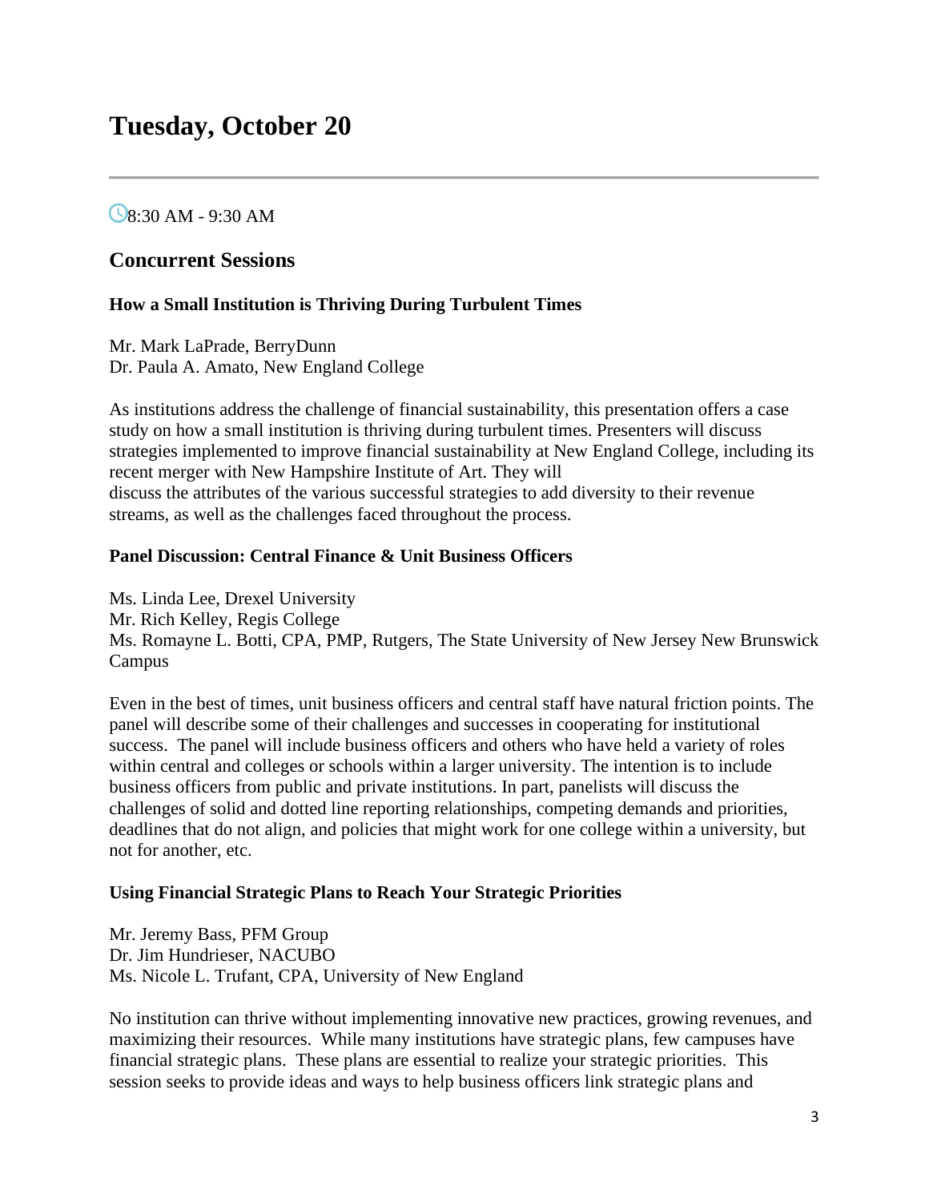# Tuesday, October 20

---

8:30 AM - 9:30 AM

## Concurrent Sessions

**How a Small Institution is Thriving During Turbulent Times**

Mr. Mark LaPrade, BerryDunn
Dr. Paula A. Amato, New England College

As institutions address the challenge of financial sustainability, this presentation offers a case study on how a small institution is thriving during turbulent times. Presenters will discuss strategies implemented to improve financial sustainability at New England College, including its recent merger with New Hampshire Institute of Art. They will discuss the attributes of the various successful strategies to add diversity to their revenue streams, as well as the challenges faced throughout the process.

**Panel Discussion: Central Finance & Unit Business Officers**

Ms. Linda Lee, Drexel University
Mr. Rich Kelley, Regis College
Ms. Romayne L. Botti, CPA, PMP, Rutgers, The State University of New Jersey New Brunswick Campus

Even in the best of times, unit business officers and central staff have natural friction points. The panel will describe some of their challenges and successes in cooperating for institutional success. The panel will include business officers and others who have held a variety of roles within central and colleges or schools within a larger university. The intention is to include business officers from public and private institutions. In part, panelists will discuss the challenges of solid and dotted line reporting relationships, competing demands and priorities, deadlines that do not align, and policies that might work for one college within a university, but not for another, etc.

**Using Financial Strategic Plans to Reach Your Strategic Priorities**

Mr. Jeremy Bass, PFM Group
Dr. Jim Hundrieser, NACUBO
Ms. Nicole L. Trufant, CPA, University of New England

No institution can thrive without implementing innovative new practices, growing revenues, and maximizing their resources. While many institutions have strategic plans, few campuses have financial strategic plans. These plans are essential to realize your strategic priorities. This session seeks to provide ideas and ways to help business officers link strategic plans and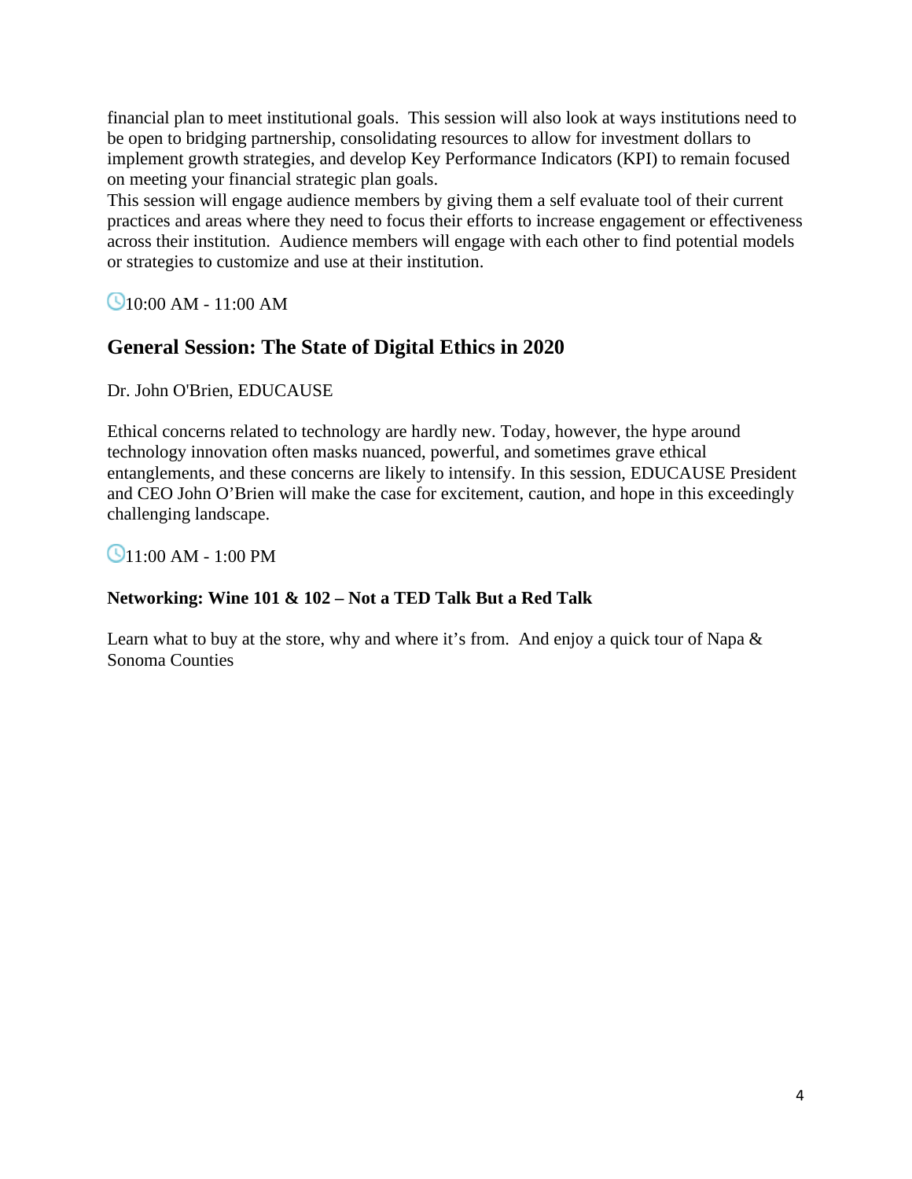financial plan to meet institutional goals. This session will also look at ways institutions need to be open to bridging partnership, consolidating resources to allow for investment dollars to implement growth strategies, and develop Key Performance Indicators (KPI) to remain focused on meeting your financial strategic plan goals.
This session will engage audience members by giving them a self evaluate tool of their current practices and areas where they need to focus their efforts to increase engagement or effectiveness across their institution. Audience members will engage with each other to find potential models or strategies to customize and use at their institution.

10:00 AM - 11:00 AM

## General Session: The State of Digital Ethics in 2020

Dr. John O'Brien, EDUCAUSE

Ethical concerns related to technology are hardly new. Today, however, the hype around technology innovation often masks nuanced, powerful, and sometimes grave ethical entanglements, and these concerns are likely to intensify. In this session, EDUCAUSE President and CEO John O'Brien will make the case for excitement, caution, and hope in this exceedingly challenging landscape.

11:00 AM - 1:00 PM

**Networking: Wine 101 & 102 – Not a TED Talk But a Red Talk**

Learn what to buy at the store, why and where it's from. And enjoy a quick tour of Napa & Sonoma Counties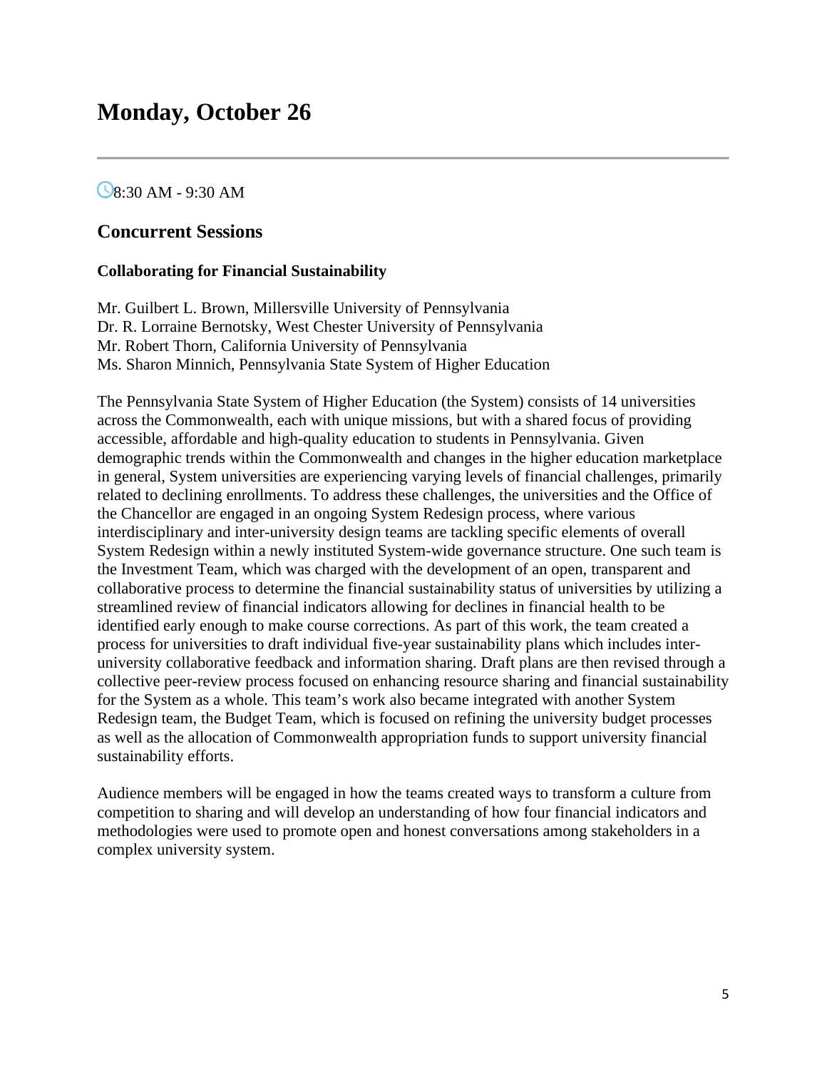# Monday, October 26

8:30 AM - 9:30 AM

## Concurrent Sessions

**Collaborating for Financial Sustainability**

Mr. Guilbert L. Brown, Millersville University of Pennsylvania
Dr. R. Lorraine Bernotsky, West Chester University of Pennsylvania
Mr. Robert Thorn, California University of Pennsylvania
Ms. Sharon Minnich, Pennsylvania State System of Higher Education

The Pennsylvania State System of Higher Education (the System) consists of 14 universities across the Commonwealth, each with unique missions, but with a shared focus of providing accessible, affordable and high-quality education to students in Pennsylvania. Given demographic trends within the Commonwealth and changes in the higher education marketplace in general, System universities are experiencing varying levels of financial challenges, primarily related to declining enrollments. To address these challenges, the universities and the Office of the Chancellor are engaged in an ongoing System Redesign process, where various interdisciplinary and inter-university design teams are tackling specific elements of overall System Redesign within a newly instituted System-wide governance structure. One such team is the Investment Team, which was charged with the development of an open, transparent and collaborative process to determine the financial sustainability status of universities by utilizing a streamlined review of financial indicators allowing for declines in financial health to be identified early enough to make course corrections. As part of this work, the team created a process for universities to draft individual five-year sustainability plans which includes inter-university collaborative feedback and information sharing. Draft plans are then revised through a collective peer-review process focused on enhancing resource sharing and financial sustainability for the System as a whole. This team's work also became integrated with another System Redesign team, the Budget Team, which is focused on refining the university budget processes as well as the allocation of Commonwealth appropriation funds to support university financial sustainability efforts.

Audience members will be engaged in how the teams created ways to transform a culture from competition to sharing and will develop an understanding of how four financial indicators and methodologies were used to promote open and honest conversations among stakeholders in a complex university system.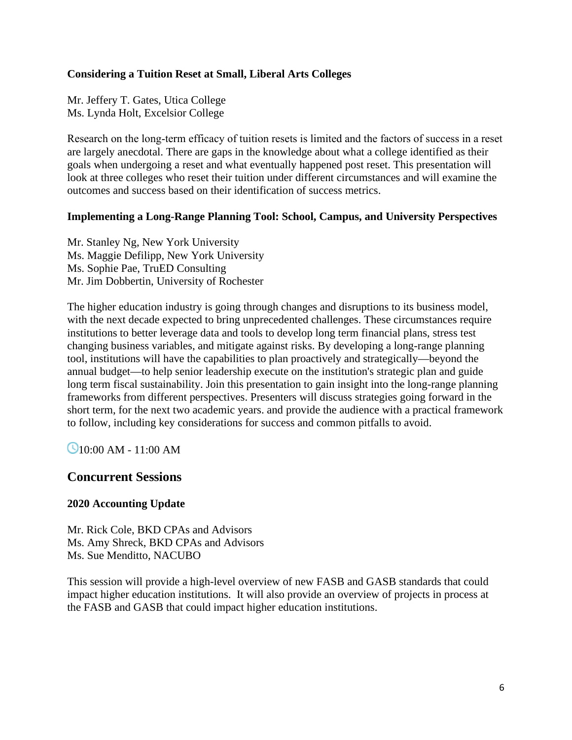### Considering a Tuition Reset at Small, Liberal Arts Colleges

Mr. Jeffery T. Gates, Utica College
Ms. Lynda Holt, Excelsior College

Research on the long-term efficacy of tuition resets is limited and the factors of success in a reset are largely anecdotal. There are gaps in the knowledge about what a college identified as their goals when undergoing a reset and what eventually happened post reset. This presentation will look at three colleges who reset their tuition under different circumstances and will examine the outcomes and success based on their identification of success metrics.

### Implementing a Long-Range Planning Tool: School, Campus, and University Perspectives

Mr. Stanley Ng, New York University
Ms. Maggie Defilipp, New York University
Ms. Sophie Pae, TruED Consulting
Mr. Jim Dobbertin, University of Rochester

The higher education industry is going through changes and disruptions to its business model, with the next decade expected to bring unprecedented challenges. These circumstances require institutions to better leverage data and tools to develop long term financial plans, stress test changing business variables, and mitigate against risks. By developing a long-range planning tool, institutions will have the capabilities to plan proactively and strategically—beyond the annual budget—to help senior leadership execute on the institution's strategic plan and guide long term fiscal sustainability. Join this presentation to gain insight into the long-range planning frameworks from different perspectives. Presenters will discuss strategies going forward in the short term, for the next two academic years. and provide the audience with a practical framework to follow, including key considerations for success and common pitfalls to avoid.

10:00 AM - 11:00 AM

## Concurrent Sessions

### 2020 Accounting Update

Mr. Rick Cole, BKD CPAs and Advisors
Ms. Amy Shreck, BKD CPAs and Advisors
Ms. Sue Menditto, NACUBO

This session will provide a high-level overview of new FASB and GASB standards that could impact higher education institutions. It will also provide an overview of projects in process at the FASB and GASB that could impact higher education institutions.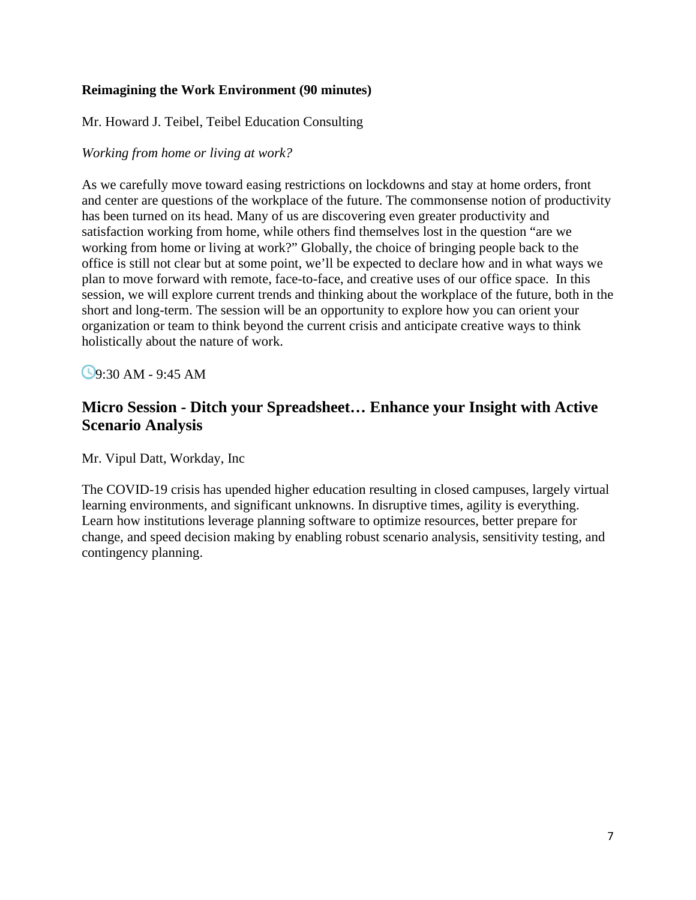**Reimagining the Work Environment (90 minutes)**

Mr. Howard J. Teibel, Teibel Education Consulting

*Working from home or living at work?*

As we carefully move toward easing restrictions on lockdowns and stay at home orders, front and center are questions of the workplace of the future. The commonsense notion of productivity has been turned on its head. Many of us are discovering even greater productivity and satisfaction working from home, while others find themselves lost in the question "are we working from home or living at work?" Globally, the choice of bringing people back to the office is still not clear but at some point, we'll be expected to declare how and in what ways we plan to move forward with remote, face-to-face, and creative uses of our office space. In this session, we will explore current trends and thinking about the workplace of the future, both in the short and long-term. The session will be an opportunity to explore how you can orient your organization or team to think beyond the current crisis and anticipate creative ways to think holistically about the nature of work.

9:30 AM - 9:45 AM

## Micro Session - Ditch your Spreadsheet… Enhance your Insight with Active Scenario Analysis

Mr. Vipul Datt, Workday, Inc

The COVID-19 crisis has upended higher education resulting in closed campuses, largely virtual learning environments, and significant unknowns. In disruptive times, agility is everything. Learn how institutions leverage planning software to optimize resources, better prepare for change, and speed decision making by enabling robust scenario analysis, sensitivity testing, and contingency planning.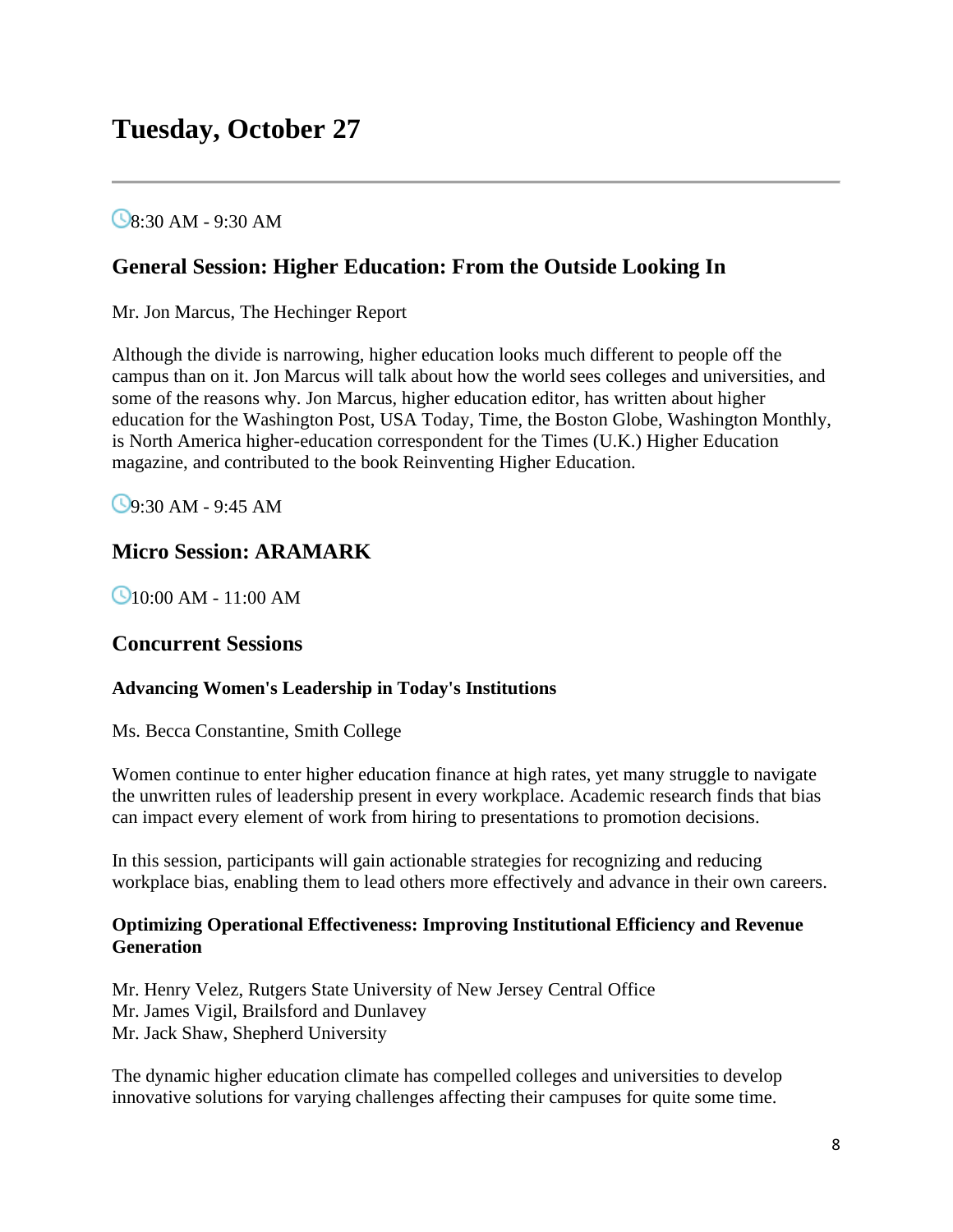# Tuesday, October 27

---

8:30 AM - 9:30 AM

## General Session: Higher Education: From the Outside Looking In

Mr. Jon Marcus, The Hechinger Report

Although the divide is narrowing, higher education looks much different to people off the campus than on it. Jon Marcus will talk about how the world sees colleges and universities, and some of the reasons why. Jon Marcus, higher education editor, has written about higher education for the Washington Post, USA Today, Time, the Boston Globe, Washington Monthly, is North America higher-education correspondent for the Times (U.K.) Higher Education magazine, and contributed to the book Reinventing Higher Education.

9:30 AM - 9:45 AM

## Micro Session: ARAMARK

10:00 AM - 11:00 AM

## Concurrent Sessions

### Advancing Women's Leadership in Today's Institutions

Ms. Becca Constantine, Smith College

Women continue to enter higher education finance at high rates, yet many struggle to navigate the unwritten rules of leadership present in every workplace. Academic research finds that bias can impact every element of work from hiring to presentations to promotion decisions.

In this session, participants will gain actionable strategies for recognizing and reducing workplace bias, enabling them to lead others more effectively and advance in their own careers.

### Optimizing Operational Effectiveness: Improving Institutional Efficiency and Revenue Generation

Mr. Henry Velez, Rutgers State University of New Jersey Central Office
Mr. James Vigil, Brailsford and Dunlavey
Mr. Jack Shaw, Shepherd University

The dynamic higher education climate has compelled colleges and universities to develop innovative solutions for varying challenges affecting their campuses for quite some time.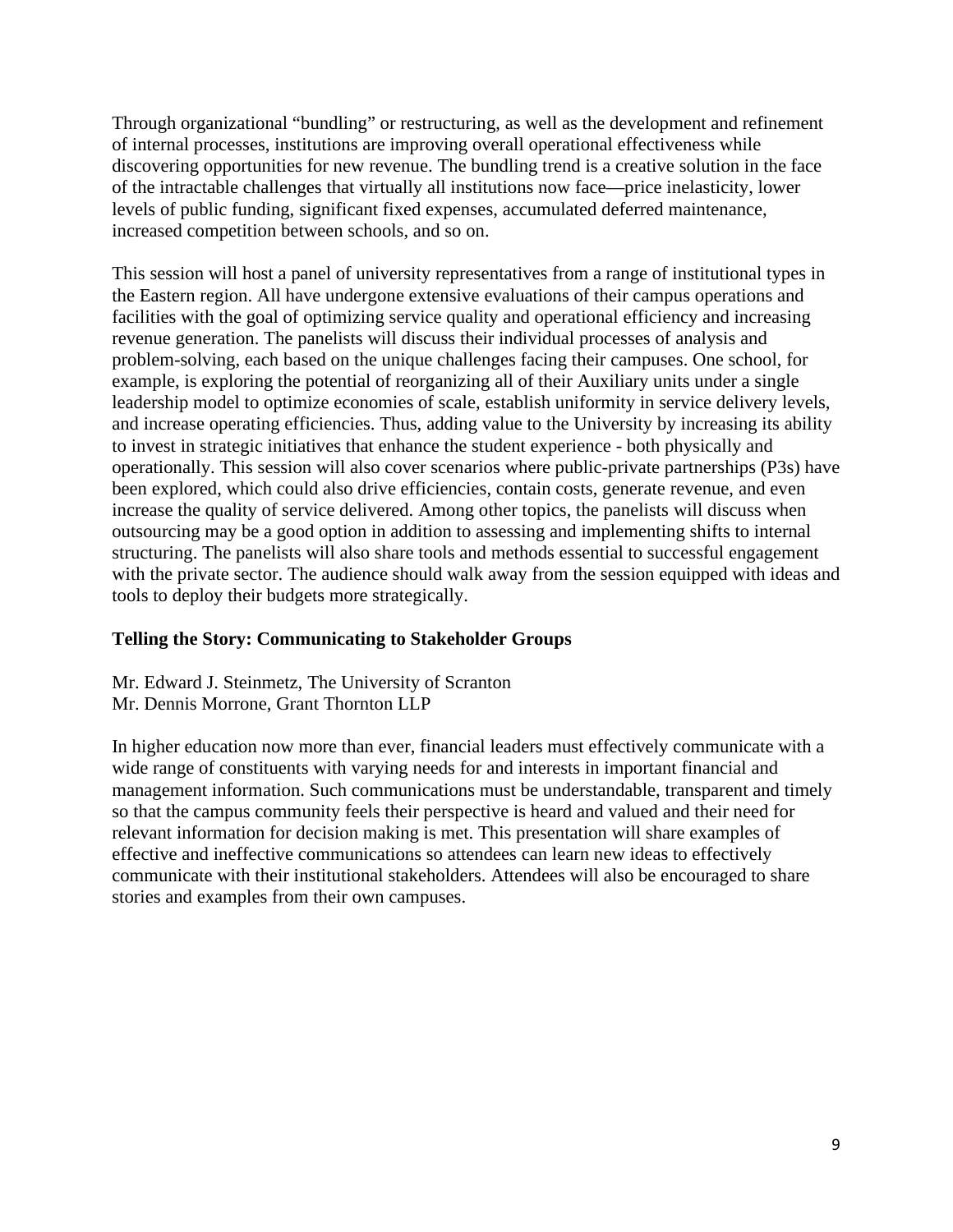Through organizational "bundling" or restructuring, as well as the development and refinement of internal processes, institutions are improving overall operational effectiveness while discovering opportunities for new revenue. The bundling trend is a creative solution in the face of the intractable challenges that virtually all institutions now face—price inelasticity, lower levels of public funding, significant fixed expenses, accumulated deferred maintenance, increased competition between schools, and so on.

This session will host a panel of university representatives from a range of institutional types in the Eastern region. All have undergone extensive evaluations of their campus operations and facilities with the goal of optimizing service quality and operational efficiency and increasing revenue generation. The panelists will discuss their individual processes of analysis and problem-solving, each based on the unique challenges facing their campuses. One school, for example, is exploring the potential of reorganizing all of their Auxiliary units under a single leadership model to optimize economies of scale, establish uniformity in service delivery levels, and increase operating efficiencies. Thus, adding value to the University by increasing its ability to invest in strategic initiatives that enhance the student experience - both physically and operationally. This session will also cover scenarios where public-private partnerships (P3s) have been explored, which could also drive efficiencies, contain costs, generate revenue, and even increase the quality of service delivered. Among other topics, the panelists will discuss when outsourcing may be a good option in addition to assessing and implementing shifts to internal structuring. The panelists will also share tools and methods essential to successful engagement with the private sector. The audience should walk away from the session equipped with ideas and tools to deploy their budgets more strategically.

**Telling the Story: Communicating to Stakeholder Groups**

Mr. Edward J. Steinmetz, The University of Scranton
Mr. Dennis Morrone, Grant Thornton LLP

In higher education now more than ever, financial leaders must effectively communicate with a wide range of constituents with varying needs for and interests in important financial and management information. Such communications must be understandable, transparent and timely so that the campus community feels their perspective is heard and valued and their need for relevant information for decision making is met. This presentation will share examples of effective and ineffective communications so attendees can learn new ideas to effectively communicate with their institutional stakeholders. Attendees will also be encouraged to share stories and examples from their own campuses.